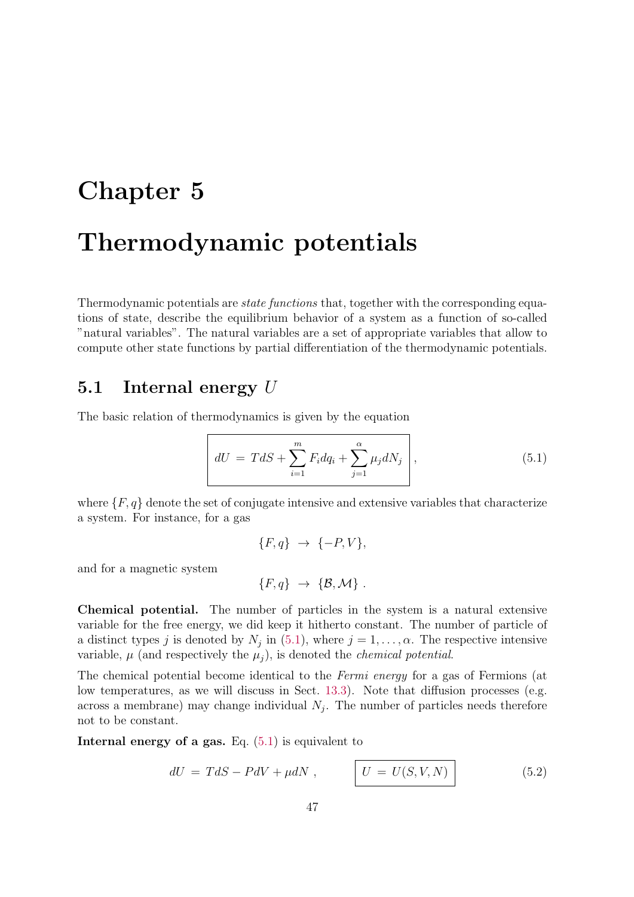# Chapter 5

# Thermodynamic potentials

Thermodynamic potentials are *state functions* that, together with the corresponding equations of state, describe the equilibrium behavior of a system as a function of so-called "natural variables". The natural variables are a set of appropriate variables that allow to compute other state functions by partial differentiation of the thermodynamic potentials.

## 5.1 Internal energy $U$

The basic relation of thermodynamics is given by the equation

$$\boxed{dU \;=\; TdS + \sum_{i=1}^{m} F_i dq_i + \sum_{j=1}^{\alpha} \mu_j dN_j}\;, \tag{5.1}$$

where $\{F, q\}$ denote the set of conjugate intensive and extensive variables that characterize a system. For instance, for a gas

$$\{F, q\} \;\rightarrow\; \{-P, V\},$$

and for a magnetic system

$$\{F, q\} \;\rightarrow\; \{\mathcal{B}, \mathcal{M}\}\;.$$

**Chemical potential.** The number of particles in the system is a natural extensive variable for the free energy, we did keep it hitherto constant. The number of particle of a distinct types $j$ is denoted by $N_j$ in (5.1), where $j = 1, \ldots, \alpha$. The respective intensive variable, $\mu$ (and respectively the $\mu_j$), is denoted the *chemical potential*.

The chemical potential become identical to the *Fermi energy* for a gas of Fermions (at low temperatures, as we will discuss in Sect. 13.3). Note that diffusion processes (e.g. across a membrane) may change individual $N_j$. The number of particles needs therefore not to be constant.

**Internal energy of a gas.** Eq. (5.1) is equivalent to

$$dU \;=\; TdS - PdV + \mu dN\;, \qquad \boxed{U \;=\; U(S, V, N)} \tag{5.2}$$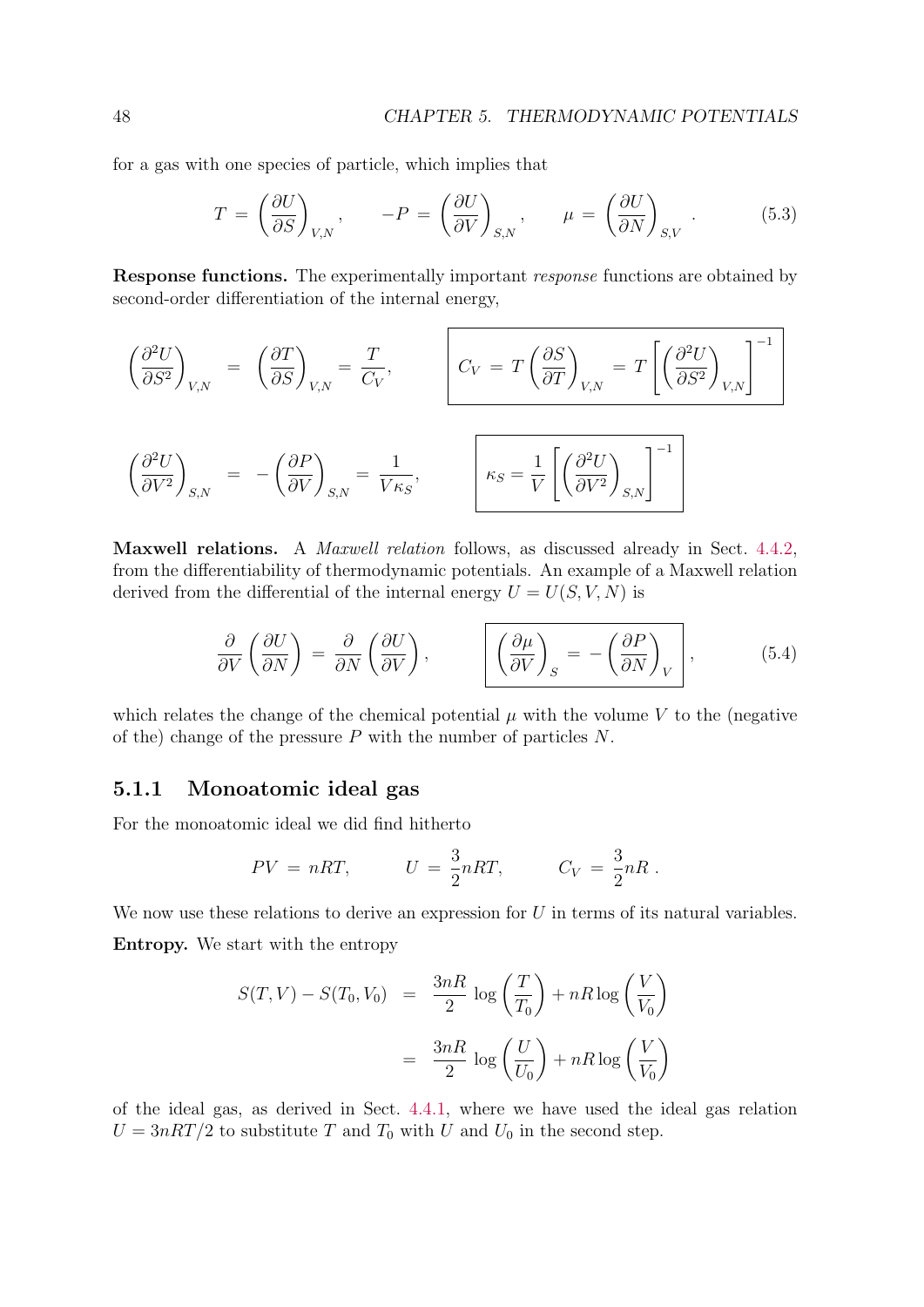for a gas with one species of particle, which implies that

$$T = \left(\frac{\partial U}{\partial S}\right)_{V,N}, \qquad -P = \left(\frac{\partial U}{\partial V}\right)_{S,N}, \qquad \mu = \left(\frac{\partial U}{\partial N}\right)_{S,V}. \tag{5.3}$$

**Response functions.** The experimentally important *response* functions are obtained by second-order differentiation of the internal energy,

$$\left(\frac{\partial^2 U}{\partial S^2}\right)_{V,N} = \left(\frac{\partial T}{\partial S}\right)_{V,N} = \frac{T}{C_V}, \qquad \boxed{C_V = T\left(\frac{\partial S}{\partial T}\right)_{V,N} = T\left[\left(\frac{\partial^2 U}{\partial S^2}\right)_{V,N}\right]^{-1}}$$

$$\left(\frac{\partial^2 U}{\partial V^2}\right)_{S,N} = -\left(\frac{\partial P}{\partial V}\right)_{S,N} = \frac{1}{V\kappa_S}, \qquad \boxed{\kappa_S = \frac{1}{V}\left[\left(\frac{\partial^2 U}{\partial V^2}\right)_{S,N}\right]^{-1}}$$

**Maxwell relations.** A *Maxwell relation* follows, as discussed already in Sect. 4.4.2, from the differentiability of thermodynamic potentials. An example of a Maxwell relation derived from the differential of the internal energy $U = U(S, V, N)$ is

$$\frac{\partial}{\partial V}\left(\frac{\partial U}{\partial N}\right) = \frac{\partial}{\partial N}\left(\frac{\partial U}{\partial V}\right), \qquad \boxed{\left(\frac{\partial \mu}{\partial V}\right)_S = -\left(\frac{\partial P}{\partial N}\right)_V}, \tag{5.4}$$

which relates the change of the chemical potential $\mu$ with the volume $V$ to the (negative of the) change of the pressure $P$ with the number of particles $N$.

### 5.1.1 Monoatomic ideal gas

For the monoatomic ideal we did find hitherto

$$PV = nRT, \qquad U = \frac{3}{2}nRT, \qquad C_V = \frac{3}{2}nR\,.$$

We now use these relations to derive an expression for $U$ in terms of its natural variables.

**Entropy.** We start with the entropy

$$\begin{aligned} S(T,V) - S(T_0,V_0) &= \frac{3nR}{2}\log\left(\frac{T}{T_0}\right) + nR\log\left(\frac{V}{V_0}\right) \\ &= \frac{3nR}{2}\log\left(\frac{U}{U_0}\right) + nR\log\left(\frac{V}{V_0}\right) \end{aligned}$$

of the ideal gas, as derived in Sect. 4.4.1, where we have used the ideal gas relation $U = 3nRT/2$ to substitute $T$ and $T_0$ with $U$ and $U_0$ in the second step.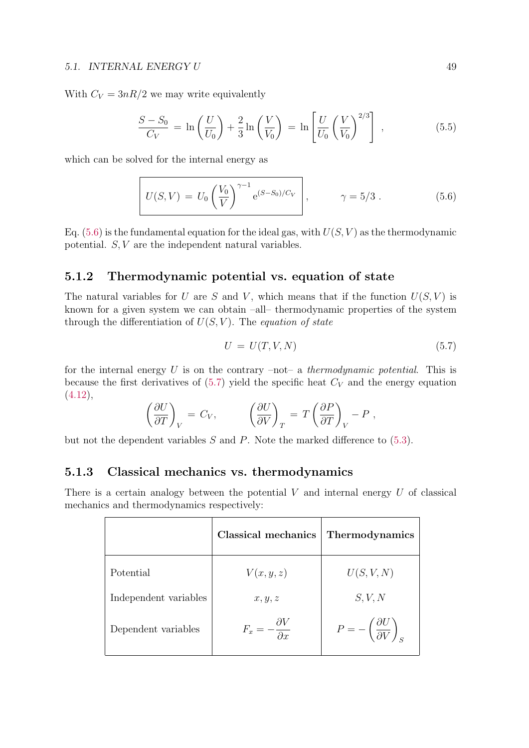With $C_V = 3nR/2$ we may write equivalently

$$\frac{S - S_0}{C_V} = \ln\left(\frac{U}{U_0}\right) + \frac{2}{3}\ln\left(\frac{V}{V_0}\right) = \ln\left[\frac{U}{U_0}\left(\frac{V}{V_0}\right)^{2/3}\right] , \tag{5.5}$$

which can be solved for the internal energy as

$$\boxed{U(S,V) = U_0\left(\frac{V_0}{V}\right)^{\gamma-1} \mathrm{e}^{(S-S_0)/C_V}} , \qquad \gamma = 5/3 . \tag{5.6}$$

Eq. (5.6) is the fundamental equation for the ideal gas, with $U(S,V)$ as the thermodynamic potential. $S, V$ are the independent natural variables.

### 5.1.2 Thermodynamic potential vs. equation of state

The natural variables for $U$ are $S$ and $V$, which means that if the function $U(S,V)$ is known for a given system we can obtain –all– thermodynamic properties of the system through the differentiation of $U(S,V)$. The *equation of state*

$$U = U(T, V, N) \tag{5.7}$$

for the internal energy $U$ is on the contrary –not– a *thermodynamic potential*. This is because the first derivatives of (5.7) yield the specific heat $C_V$ and the energy equation (4.12),

$$\left(\frac{\partial U}{\partial T}\right)_V = C_V, \qquad \left(\frac{\partial U}{\partial V}\right)_T = T\left(\frac{\partial P}{\partial T}\right)_V - P ,$$

but not the dependent variables $S$ and $P$. Note the marked difference to (5.3).

### 5.1.3 Classical mechanics vs. thermodynamics

There is a certain analogy between the potential $V$ and internal energy $U$ of classical mechanics and thermodynamics respectively:

| | **Classical mechanics** | **Thermodynamics** |
|---|---|---|
| Potential | $V(x,y,z)$ | $U(S,V,N)$ |
| Independent variables | $x, y, z$ | $S, V, N$ |
| Dependent variables | $F_x = -\dfrac{\partial V}{\partial x}$ | $P = -\left(\dfrac{\partial U}{\partial V}\right)_S$ |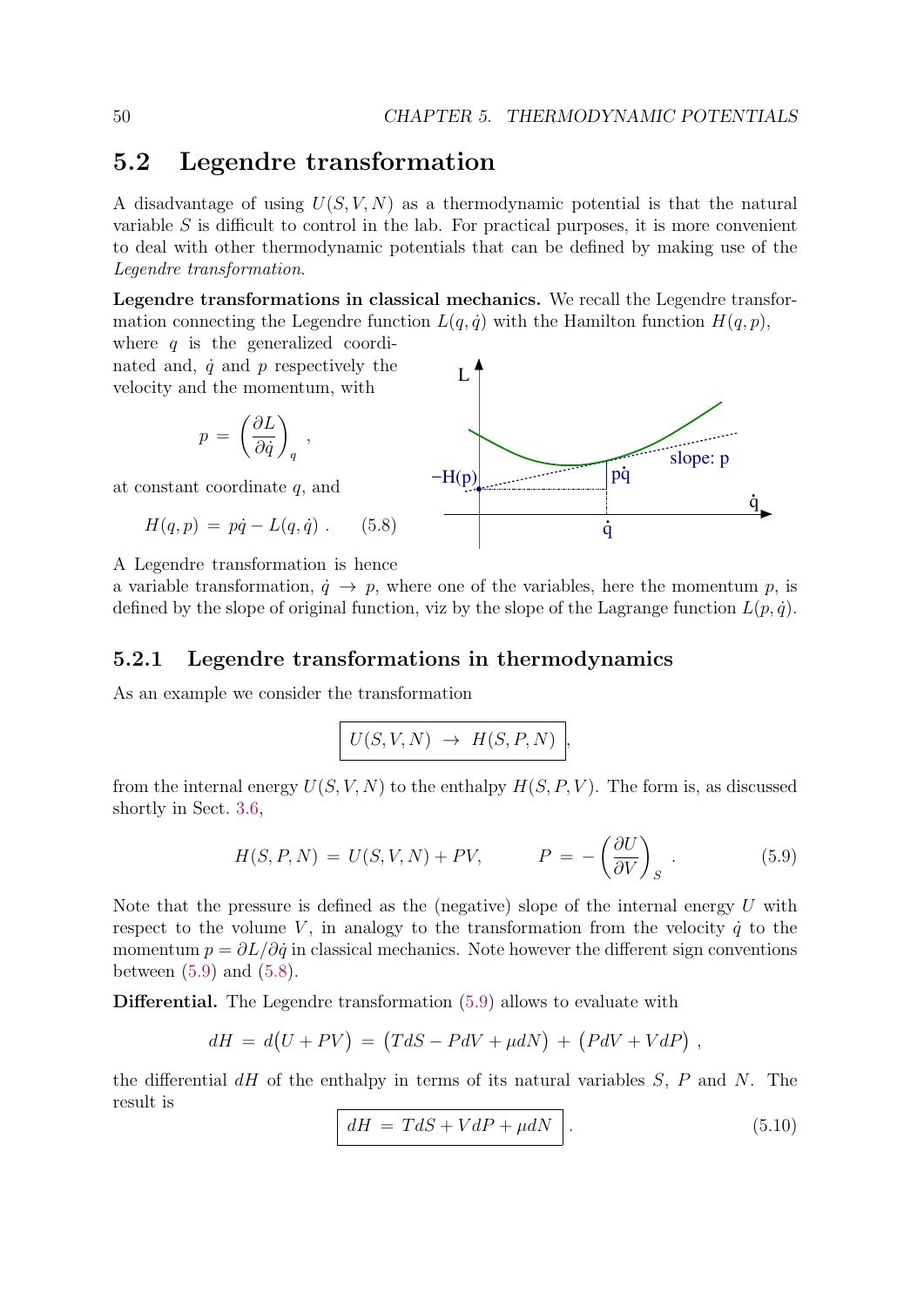## 5.2 Legendre transformation

A disadvantage of using $U(S,V,N)$ as a thermodynamic potential is that the natural variable $S$ is difficult to control in the lab. For practical purposes, it is more convenient to deal with other thermodynamic potentials that can be defined by making use of the *Legendre transformation*.

**Legendre transformations in classical mechanics.** We recall the Legendre transformation connecting the Legendre function $L(q,\dot{q})$ with the Hamilton function $H(q,p)$, where $q$ is the generalized coordinated and, $\dot{q}$ and $p$ respectively the velocity and the momentum, with

$$p = \left(\frac{\partial L}{\partial \dot{q}}\right)_q ,$$

at constant coordinate $q$, and

$$H(q,p) = p\dot{q} - L(q,\dot{q}) . \qquad (5.8)$$

L

slope: p

−H(p)

pq̇

q̇

q̇

A Legendre transformation is hence a variable transformation, $\dot{q} \to p$, where one of the variables, here the momentum $p$, is defined by the slope of original function, viz by the slope of the Lagrange function $L(p,\dot{q})$.

### 5.2.1 Legendre transformations in thermodynamics

As an example we consider the transformation

$$\boxed{U(S,V,N) \;\to\; H(S,P,N)},$$

from the internal energy $U(S,V,N)$ to the enthalpy $H(S,P,V)$. The form is, as discussed shortly in Sect. 3.6,

$$H(S,P,N) = U(S,V,N) + PV, \qquad P = -\left(\frac{\partial U}{\partial V}\right)_S . \qquad (5.9)$$

Note that the pressure is defined as the (negative) slope of the internal energy $U$ with respect to the volume $V$, in analogy to the transformation from the velocity $\dot{q}$ to the momentum $p = \partial L/\partial \dot{q}$ in classical mechanics. Note however the different sign conventions between (5.9) and (5.8).

**Differential.** The Legendre transformation (5.9) allows to evaluate with

$$dH = d\big(U + PV\big) = \big(TdS - PdV + \mu dN\big) + \big(PdV + VdP\big) ,$$

the differential $dH$ of the enthalpy in terms of its natural variables $S$, $P$ and $N$. The result is

$$\boxed{dH = TdS + VdP + \mu dN} . \qquad (5.10)$$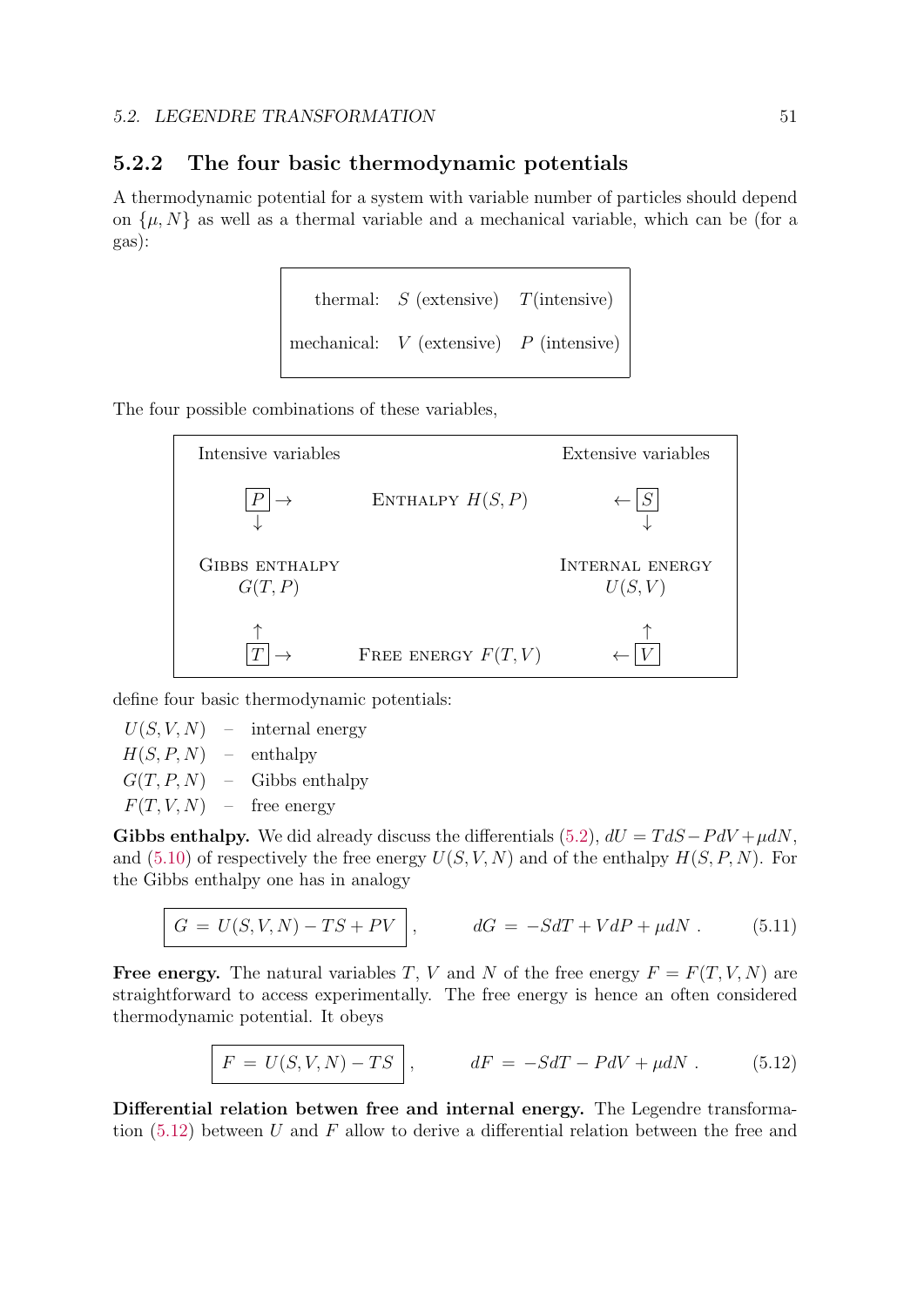### 5.2.2 The four basic thermodynamic potentials

A thermodynamic potential for a system with variable number of particles should depend on $\{\mu, N\}$ as well as a thermal variable and a mechanical variable, which can be (for a gas):

| | | |
|---|---|---|
| thermal: | $S$ (extensive) | $T$ (intensive) |
| mechanical: | $V$ (extensive) | $P$ (intensive) |

The four possible combinations of these variables,

| Intensive variables | | Extensive variables |
|---|---|---|
| $\boxed{P} \rightarrow$ $\downarrow$ | ENTHALPY $H(S,P)$ | $\leftarrow \boxed{S}$ $\downarrow$ |
| GIBBS ENTHALPY $G(T,P)$ | | INTERNAL ENERGY $U(S,V)$ |
| $\uparrow$ $\boxed{T} \rightarrow$ | FREE ENERGY $F(T,V)$ | $\uparrow$ $\leftarrow \boxed{V}$ |

define four basic thermodynamic potentials:

- $U(S,V,N)$ – internal energy
- $H(S,P,N)$ – enthalpy
- $G(T,P,N)$ – Gibbs enthalpy
- $F(T,V,N)$ – free energy

**Gibbs enthalpy.** We did already discuss the differentials (5.2), $dU = TdS - PdV + \mu dN$, and (5.10) of respectively the free energy $U(S,V,N)$ and of the enthalpy $H(S,P,N)$. For the Gibbs enthalpy one has in analogy

$$\boxed{G \,=\, U(S,V,N) - TS + PV}\,, \qquad dG \,=\, -SdT + VdP + \mu dN\,. \tag{5.11}$$

**Free energy.** The natural variables $T$, $V$ and $N$ of the free energy $F = F(T,V,N)$ are straightforward to access experimentally. The free energy is hence an often considered thermodynamic potential. It obeys

$$\boxed{F \,=\, U(S,V,N) - TS}\,, \qquad dF \,=\, -SdT - PdV + \mu dN\,. \tag{5.12}$$

**Differential relation betwen free and internal energy.** The Legendre transformation (5.12) between $U$ and $F$ allow to derive a differential relation between the free and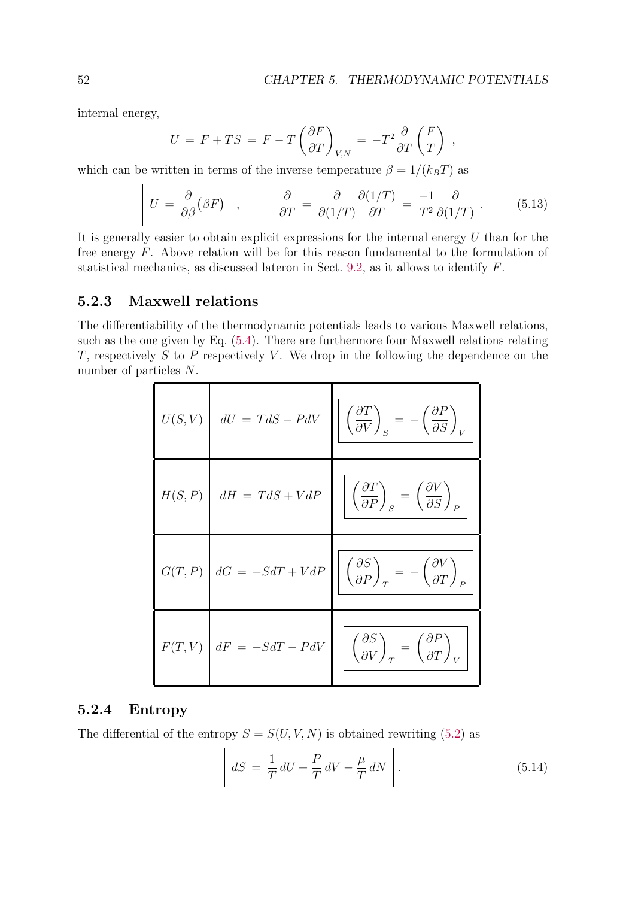internal energy,

$$U \;=\; F + TS \;=\; F - T\left(\frac{\partial F}{\partial T}\right)_{V,N} \;=\; -T^2 \frac{\partial}{\partial T}\left(\frac{F}{T}\right)\,,$$

which can be written in terms of the inverse temperature $\beta = 1/(k_B T)$ as

$$\boxed{U \;=\; \frac{\partial}{\partial \beta}\big(\beta F\big)}\,, \qquad\qquad \frac{\partial}{\partial T} \;=\; \frac{\partial}{\partial(1/T)}\frac{\partial(1/T)}{\partial T} \;=\; \frac{-1}{T^2}\frac{\partial}{\partial(1/T)}\,. \tag{5.13}$$

It is generally easier to obtain explicit expressions for the internal energy $U$ than for the free energy $F$. Above relation will be for this reason fundamental to the formulation of statistical mechanics, as discussed lateron in Sect. 9.2, as it allows to identify $F$.

### 5.2.3 Maxwell relations

The differentiability of the thermodynamic potentials leads to various Maxwell relations, such as the one given by Eq. (5.4). There are furthermore four Maxwell relations relating $T$, respectively $S$ to $P$ respectively $V$. We drop in the following the dependence on the number of particles $N$.

| | | |
|---|---|---|
| $U(S,V)$ | $dU \;=\; TdS - PdV$ | $\left(\frac{\partial T}{\partial V}\right)_S \;=\; -\left(\frac{\partial P}{\partial S}\right)_V$ |
| $H(S,P)$ | $dH \;=\; TdS + VdP$ | $\left(\frac{\partial T}{\partial P}\right)_S \;=\; \left(\frac{\partial V}{\partial S}\right)_P$ |
| $G(T,P)$ | $dG \;=\; -SdT + VdP$ | $\left(\frac{\partial S}{\partial P}\right)_T \;=\; -\left(\frac{\partial V}{\partial T}\right)_P$ |
| $F(T,V)$ | $dF \;=\; -SdT - PdV$ | $\left(\frac{\partial S}{\partial V}\right)_T \;=\; \left(\frac{\partial P}{\partial T}\right)_V$ |

### 5.2.4 Entropy

The differential of the entropy $S = S(U,V,N)$ is obtained rewriting (5.2) as

$$\boxed{dS \;=\; \frac{1}{T}\,dU + \frac{P}{T}\,dV - \frac{\mu}{T}\,dN}\,. \tag{5.14}$$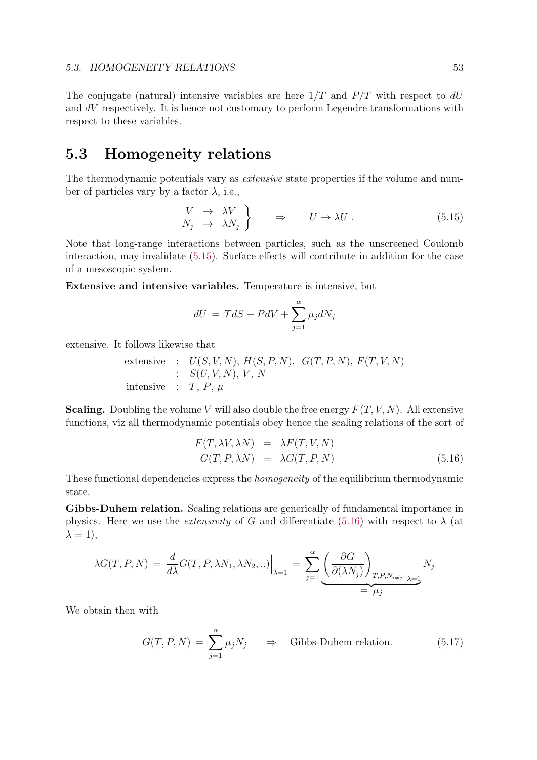The conjugate (natural) intensive variables are here $1/T$ and $P/T$ with respect to $dU$ and $dV$ respectively. It is hence not customary to perform Legendre transformations with respect to these variables.

## 5.3 Homogeneity relations

The thermodynamic potentials vary as *extensive* state properties if the volume and number of particles vary by a factor $\lambda$, i.e.,

$$\left.\begin{array}{lcl} V & \to & \lambda V \\ N_j & \to & \lambda N_j \end{array}\right\} \qquad \Rightarrow \qquad U \to \lambda U\ . \tag{5.15}$$

Note that long-range interactions between particles, such as the unscreened Coulomb interaction, may invalidate (5.15). Surface effects will contribute in addition for the case of a mesoscopic system.

**Extensive and intensive variables.** Temperature is intensive, but

$$dU \;=\; TdS - PdV + \sum_{j=1}^{\alpha} \mu_j dN_j$$

extensive. It follows likewise that

$$\begin{array}{lcl} \text{extensive} & : & U(S,V,N),\ H(S,P,N),\ \ G(T,P,N),\ F(T,V,N) \\ & : & S(U,V,N),\ V,\ N \\ \text{intensive} & : & T,\ P,\ \mu \end{array}$$

**Scaling.** Doubling the volume $V$ will also double the free energy $F(T,V,N)$. All extensive functions, viz all thermodynamic potentials obey hence the scaling relations of the sort of

$$\begin{aligned} F(T,\lambda V,\lambda N) &= \lambda F(T,V,N) \\ G(T,P,\lambda N) &= \lambda G(T,P,N) \end{aligned} \tag{5.16}$$

These functional dependencies express the *homogeneity* of the equilibrium thermodynamic state.

**Gibbs-Duhem relation.** Scaling relations are generically of fundamental importance in physics. Here we use the *extensivity* of $G$ and differentiate (5.16) with respect to $\lambda$ (at $\lambda = 1$),

$$\lambda G(T,P,N) \;=\; \frac{d}{d\lambda} G(T,P,\lambda N_1, \lambda N_2, ..)\Big|_{\lambda=1} \;=\; \sum_{j=1}^{\alpha} \underbrace{\left(\frac{\partial G}{\partial(\lambda N_j)}\right)_{T,P,N_{i\neq j}}\Bigg|_{\lambda=1}}_{=\;\mu_j} N_j$$

We obtain then with

$$\boxed{G(T,P,N) \;=\; \sum_{j=1}^{\alpha} \mu_j N_j} \qquad \Rightarrow \qquad \text{Gibbs-Duhem relation.} \tag{5.17}$$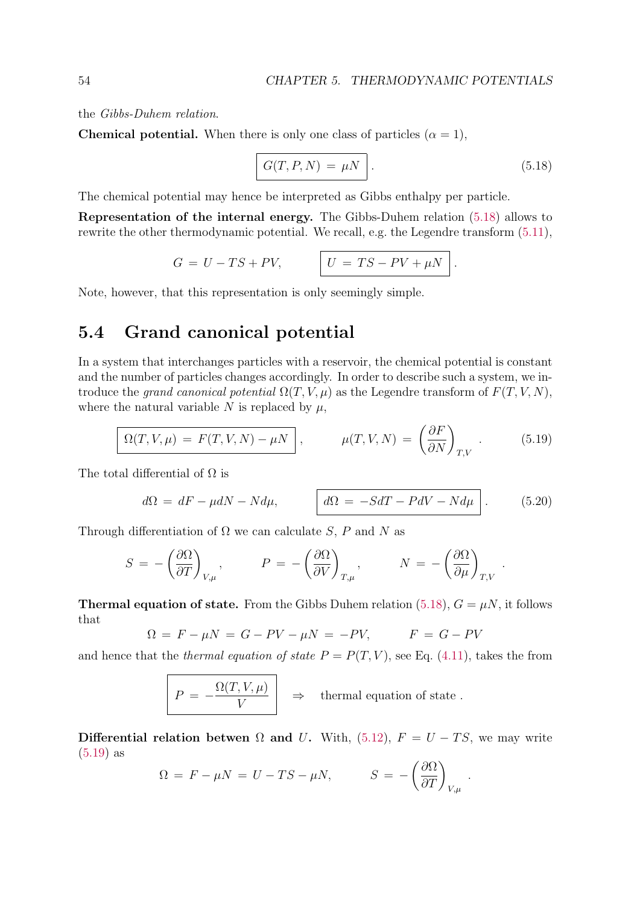the *Gibbs-Duhem relation*.

**Chemical potential.** When there is only one class of particles ($\alpha = 1$),

$$\boxed{G(T,P,N) \,=\, \mu N} \, . \tag{5.18}$$

The chemical potential may hence be interpreted as Gibbs enthalpy per particle.

**Representation of the internal energy.** The Gibbs-Duhem relation (5.18) allows to rewrite the other thermodynamic potential. We recall, e.g. the Legendre transform (5.11),

$$G \,=\, U - TS + PV, \qquad \boxed{U \,=\, TS - PV + \mu N} \, .$$

Note, however, that this representation is only seemingly simple.

## 5.4 Grand canonical potential

In a system that interchanges particles with a reservoir, the chemical potential is constant and the number of particles changes accordingly. In order to describe such a system, we introduce the *grand canonical potential* $\Omega(T,V,\mu)$ as the Legendre transform of $F(T,V,N)$, where the natural variable $N$ is replaced by $\mu$,

$$\boxed{\Omega(T,V,\mu) \,=\, F(T,V,N) - \mu N} \, , \qquad \mu(T,V,N) \,=\, \left(\frac{\partial F}{\partial N}\right)_{T,V} \, . \tag{5.19}$$

The total differential of $\Omega$ is

$$d\Omega \,=\, dF - \mu dN - N d\mu, \qquad \boxed{d\Omega \,=\, -SdT - PdV - Nd\mu} \, . \tag{5.20}$$

Through differentiation of $\Omega$ we can calculate $S$, $P$ and $N$ as

$$S \,=\, -\left(\frac{\partial \Omega}{\partial T}\right)_{V,\mu}, \qquad P \,=\, -\left(\frac{\partial \Omega}{\partial V}\right)_{T,\mu}, \qquad N \,=\, -\left(\frac{\partial \Omega}{\partial \mu}\right)_{T,V} \, .$$

**Thermal equation of state.** From the Gibbs Duhem relation (5.18), $G = \mu N$, it follows that

$$\Omega \,=\, F - \mu N \,=\, G - PV - \mu N \,=\, -PV, \qquad F \,=\, G - PV$$

and hence that the *thermal equation of state* $P = P(T,V)$, see Eq. (4.11), takes the from

$$\boxed{P \,=\, -\frac{\Omega(T,V,\mu)}{V}} \quad \Rightarrow \quad \text{thermal equation of state} \, .$$

**Differential relation betwen $\Omega$ and $U$.** With, (5.12), $F = U - TS$, we may write (5.19) as

$$\Omega \,=\, F - \mu N \,=\, U - TS - \mu N, \qquad S \,=\, -\left(\frac{\partial \Omega}{\partial T}\right)_{V,\mu} \, .$$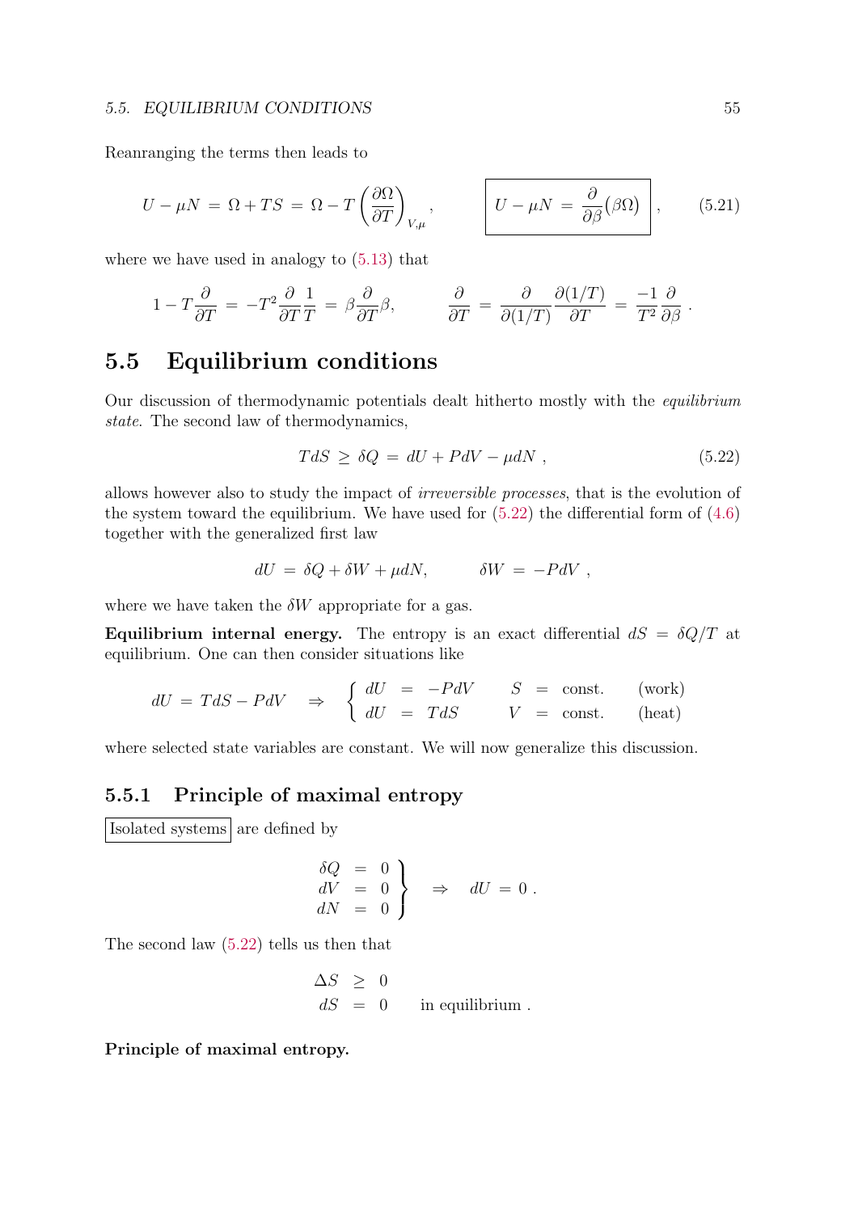Reanranging the terms then leads to

$$U - \mu N \;=\; \Omega + TS \;=\; \Omega - T\left(\frac{\partial \Omega}{\partial T}\right)_{V,\mu}, \qquad \boxed{U - \mu N \;=\; \frac{\partial}{\partial \beta}\big(\beta\Omega\big)}, \tag{5.21}$$

where we have used in analogy to (5.13) that

$$1 - T\frac{\partial}{\partial T} \;=\; -T^2\frac{\partial}{\partial T}\frac{1}{T} \;=\; \beta\frac{\partial}{\partial T}\beta, \qquad \frac{\partial}{\partial T} \;=\; \frac{\partial}{\partial(1/T)}\frac{\partial(1/T)}{\partial T} \;=\; \frac{-1}{T^2}\frac{\partial}{\partial \beta}\,.$$

## 5.5 Equilibrium conditions

Our discussion of thermodynamic potentials dealt hitherto mostly with the *equilibrium state*. The second law of thermodynamics,

$$TdS \;\geq\; \delta Q \;=\; dU + PdV - \mu dN\,, \tag{5.22}$$

allows however also to study the impact of *irreversible processes*, that is the evolution of the system toward the equilibrium. We have used for (5.22) the differential form of (4.6) together with the generalized first law

$$dU \;=\; \delta Q + \delta W + \mu dN, \qquad \delta W \;=\; -PdV\,,$$

where we have taken the $\delta W$ appropriate for a gas.

**Equilibrium internal energy.** The entropy is an exact differential $dS = \delta Q/T$ at equilibrium. One can then consider situations like

$$dU \;=\; TdS - PdV \quad\Rightarrow\quad \left\{\begin{array}{lllll} dU &=& -PdV & S = \text{const.} & \text{(work)} \\ dU &=& TdS & V = \text{const.} & \text{(heat)} \end{array}\right.$$

where selected state variables are constant. We will now generalize this discussion.

### 5.5.1 Principle of maximal entropy

Isolated systems are defined by

$$\left.\begin{array}{lll} \delta Q &=& 0 \\ dV &=& 0 \\ dN &=& 0 \end{array}\right\} \quad\Rightarrow\quad dU \;=\; 0\,.$$

The second law (5.22) tells us then that

$$\begin{array}{lll} \Delta S &\geq& 0 \\ dS &=& 0 \qquad \text{in equilibrium}\,. \end{array}$$

**Principle of maximal entropy.**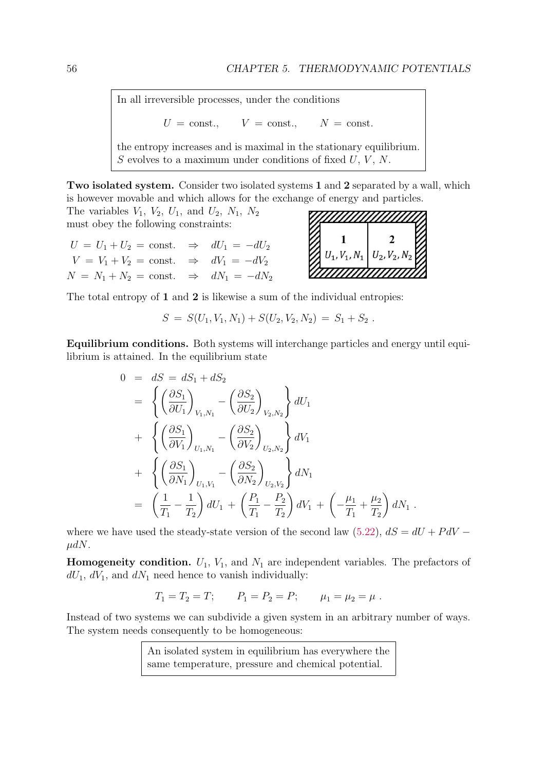In all irreversible processes, under the conditions

$$U = \text{const.}, \qquad V = \text{const.}, \qquad N = \text{const.}$$

the entropy increases and is maximal in the stationary equilibrium. $S$ evolves to a maximum under conditions of fixed $U$, $V$, $N$.

**Two isolated system.** Consider two isolated systems **1** and **2** separated by a wall, which is however movable and which allows for the exchange of energy and particles.

The variables $V_1$, $V_2$, $U_1$, and $U_2$, $N_1$, $N_2$ must obey the following constraints:

$$\begin{aligned} U &= U_1 + U_2 = \text{const.} &\Rightarrow\quad dU_1 &= -dU_2 \\ V &= V_1 + V_2 = \text{const.} &\Rightarrow\quad dV_1 &= -dV_2 \\ N &= N_1 + N_2 = \text{const.} &\Rightarrow\quad dN_1 &= -dN_2 \end{aligned}$$

**1** $U_1, V_1, N_1$ | **2** $U_2, V_2, N_2$

The total entropy of **1** and **2** is likewise a sum of the individual entropies:

$$S = S(U_1,V_1,N_1) + S(U_2,V_2,N_2) = S_1 + S_2 \,.$$

**Equilibrium conditions.** Both systems will interchange particles and energy until equilibrium is attained. In the equilibrium state

$$\begin{aligned} 0 &= dS = dS_1 + dS_2 \\ &= \left\{ \left(\frac{\partial S_1}{\partial U_1}\right)_{V_1,N_1} - \left(\frac{\partial S_2}{\partial U_2}\right)_{V_2,N_2} \right\} dU_1 \\ &+ \left\{ \left(\frac{\partial S_1}{\partial V_1}\right)_{U_1,N_1} - \left(\frac{\partial S_2}{\partial V_2}\right)_{U_2,N_2} \right\} dV_1 \\ &+ \left\{ \left(\frac{\partial S_1}{\partial N_1}\right)_{U_1,V_1} - \left(\frac{\partial S_2}{\partial N_2}\right)_{U_2,V_2} \right\} dN_1 \\ &= \left(\frac{1}{T_1} - \frac{1}{T_2}\right) dU_1 + \left(\frac{P_1}{T_1} - \frac{P_2}{T_2}\right) dV_1 + \left(-\frac{\mu_1}{T_1} + \frac{\mu_2}{T_2}\right) dN_1 \,. \end{aligned}$$

where we have used the steady-state version of the second law (5.22), $dS = dU + PdV - \mu dN$.

**Homogeneity condition.** $U_1$, $V_1$, and $N_1$ are independent variables. The prefactors of $dU_1$, $dV_1$, and $dN_1$ need hence to vanish individually:

$$T_1 = T_2 = T; \qquad P_1 = P_2 = P; \qquad \mu_1 = \mu_2 = \mu \,.$$

Instead of two systems we can subdivide a given system in an arbitrary number of ways. The system needs consequently to be homogeneous:

An isolated system in equilibrium has everywhere the same temperature, pressure and chemical potential.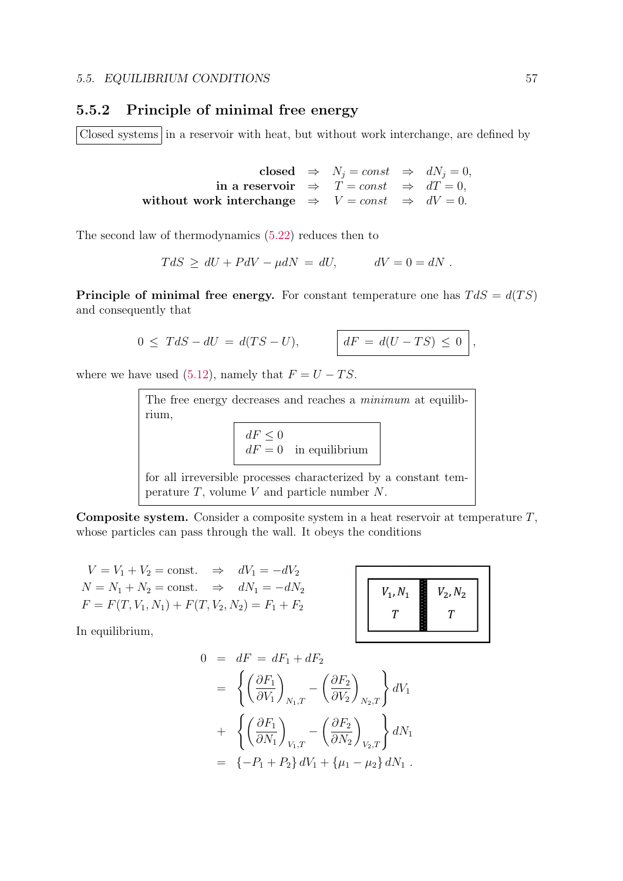### 5.5.2 Principle of minimal free energy

Closed systems in a reservoir with heat, but without work interchange, are defined by

$$
\begin{array}{rcccl}
\textbf{closed} & \Rightarrow & N_j = const & \Rightarrow & dN_j = 0, \\
\textbf{in a reservoir} & \Rightarrow & T = const & \Rightarrow & dT = 0, \\
\textbf{without work interchange} & \Rightarrow & V = const & \Rightarrow & dV = 0.
\end{array}
$$

The second law of thermodynamics (5.22) reduces then to

$$
TdS \,\geq\, dU + PdV - \mu dN \,=\, dU, \qquad dV = 0 = dN\ .
$$

**Principle of minimal free energy.** For constant temperature one has $TdS = d(TS)$ and consequently that

$$
0 \,\leq\, TdS - dU \,=\, d(TS - U), \qquad \boxed{dF \,=\, d(U - TS) \,\leq\, 0}\,,
$$

where we have used (5.12), namely that $F = U - TS$.

> The free energy decreases and reaches a *minimum* at equilibrium,
>
> $$
> \begin{array}{ll}
> dF \leq 0 & \\
> dF = 0 & \text{in equilibrium}
> \end{array}
> $$
>
> for all irreversible processes characterized by a constant temperature $T$, volume $V$ and particle number $N$.

**Composite system.** Consider a composite system in a heat reservoir at temperature $T$, whose particles can pass through the wall. It obeys the conditions

$$
\begin{array}{rcl}
V = V_1 + V_2 = \text{const.} & \Rightarrow & dV_1 = -dV_2 \\
N = N_1 + N_2 = \text{const.} & \Rightarrow & dN_1 = -dN_2 \\
F = F(T, V_1, N_1) + F(T, V_2, N_2) = F_1 + F_2 & &
\end{array}
$$

$V_1, N_1$ | $V_2, N_2$

$T$ | $T$

In equilibrium,

$$
\begin{aligned}
0 \;&=\; dF \,=\, dF_1 + dF_2 \\
&=\; \left\{ \left(\frac{\partial F_1}{\partial V_1}\right)_{N_1,T} - \left(\frac{\partial F_2}{\partial V_2}\right)_{N_2,T} \right\} dV_1 \\
&+\; \left\{ \left(\frac{\partial F_1}{\partial N_1}\right)_{V_1,T} - \left(\frac{\partial F_2}{\partial N_2}\right)_{V_2,T} \right\} dN_1 \\
&=\; \{-P_1 + P_2\}\, dV_1 + \{\mu_1 - \mu_2\}\, dN_1\ .
\end{aligned}
$$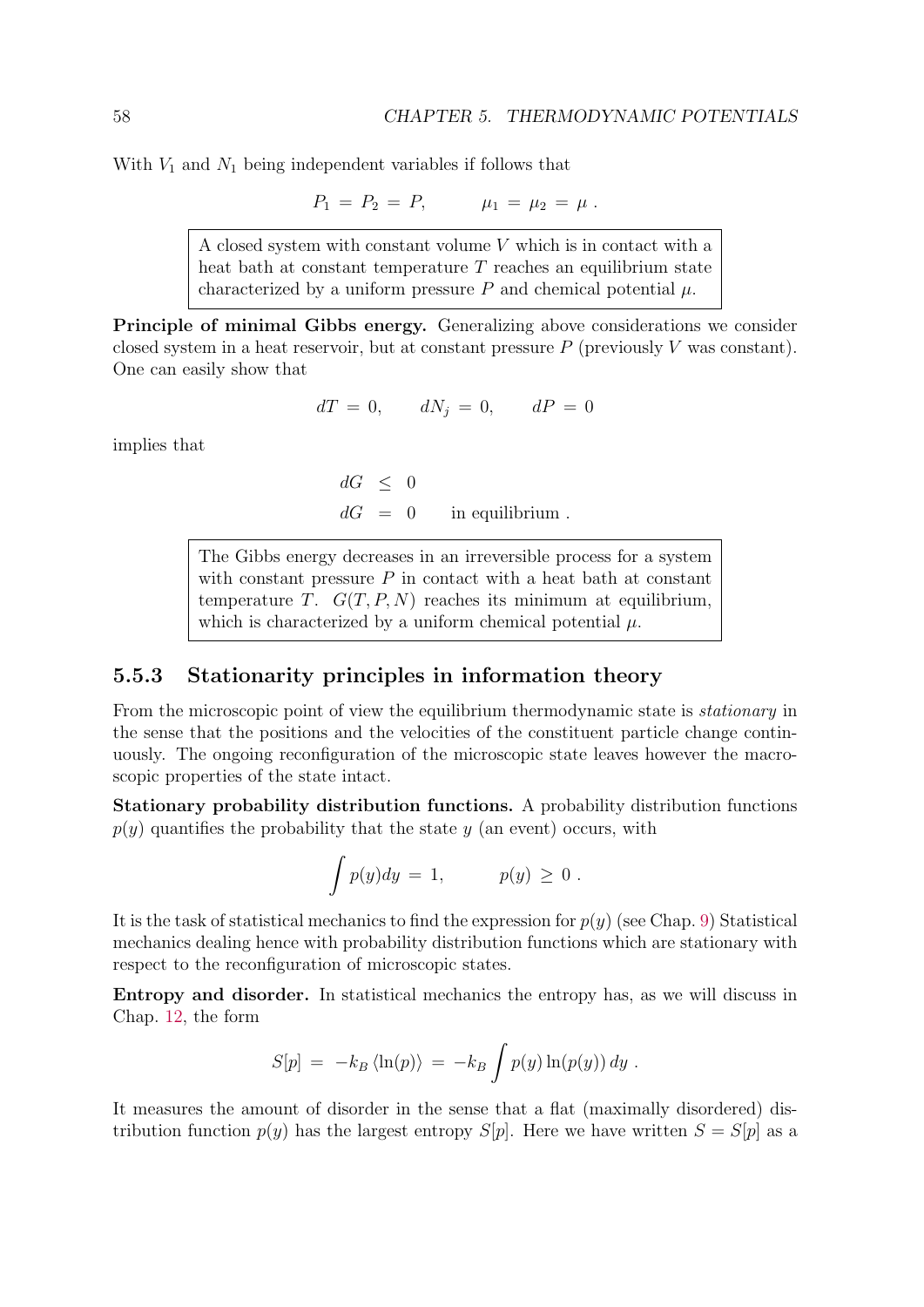With $V_1$ and $N_1$ being independent variables if follows that

$$P_1 = P_2 = P, \qquad \mu_1 = \mu_2 = \mu .$$

> A closed system with constant volume $V$ which is in contact with a heat bath at constant temperature $T$ reaches an equilibrium state characterized by a uniform pressure $P$ and chemical potential $\mu$.

**Principle of minimal Gibbs energy.** Generalizing above considerations we consider closed system in a heat reservoir, but at constant pressure $P$ (previously $V$ was constant). One can easily show that

$$dT = 0, \qquad dN_j = 0, \qquad dP = 0$$

implies that

$$\begin{aligned} dG &\leq 0 \\ dG &= 0 \qquad \text{in equilibrium} . \end{aligned}$$

> The Gibbs energy decreases in an irreversible process for a system with constant pressure $P$ in contact with a heat bath at constant temperature $T$. $G(T, P, N)$ reaches its minimum at equilibrium, which is characterized by a uniform chemical potential $\mu$.

### 5.5.3 Stationarity principles in information theory

From the microscopic point of view the equilibrium thermodynamic state is *stationary* in the sense that the positions and the velocities of the constituent particle change continuously. The ongoing reconfiguration of the microscopic state leaves however the macroscopic properties of the state intact.

**Stationary probability distribution functions.** A probability distribution functions $p(y)$ quantifies the probability that the state $y$ (an event) occurs, with

$$\int p(y)dy = 1, \qquad p(y) \geq 0 .$$

It is the task of statistical mechanics to find the expression for $p(y)$ (see Chap. 9) Statistical mechanics dealing hence with probability distribution functions which are stationary with respect to the reconfiguration of microscopic states.

**Entropy and disorder.** In statistical mechanics the entropy has, as we will discuss in Chap. 12, the form

$$S[p] = -k_B \langle \ln(p) \rangle = -k_B \int p(y) \ln(p(y))\, dy .$$

It measures the amount of disorder in the sense that a flat (maximally disordered) distribution function $p(y)$ has the largest entropy $S[p]$. Here we have written $S = S[p]$ as a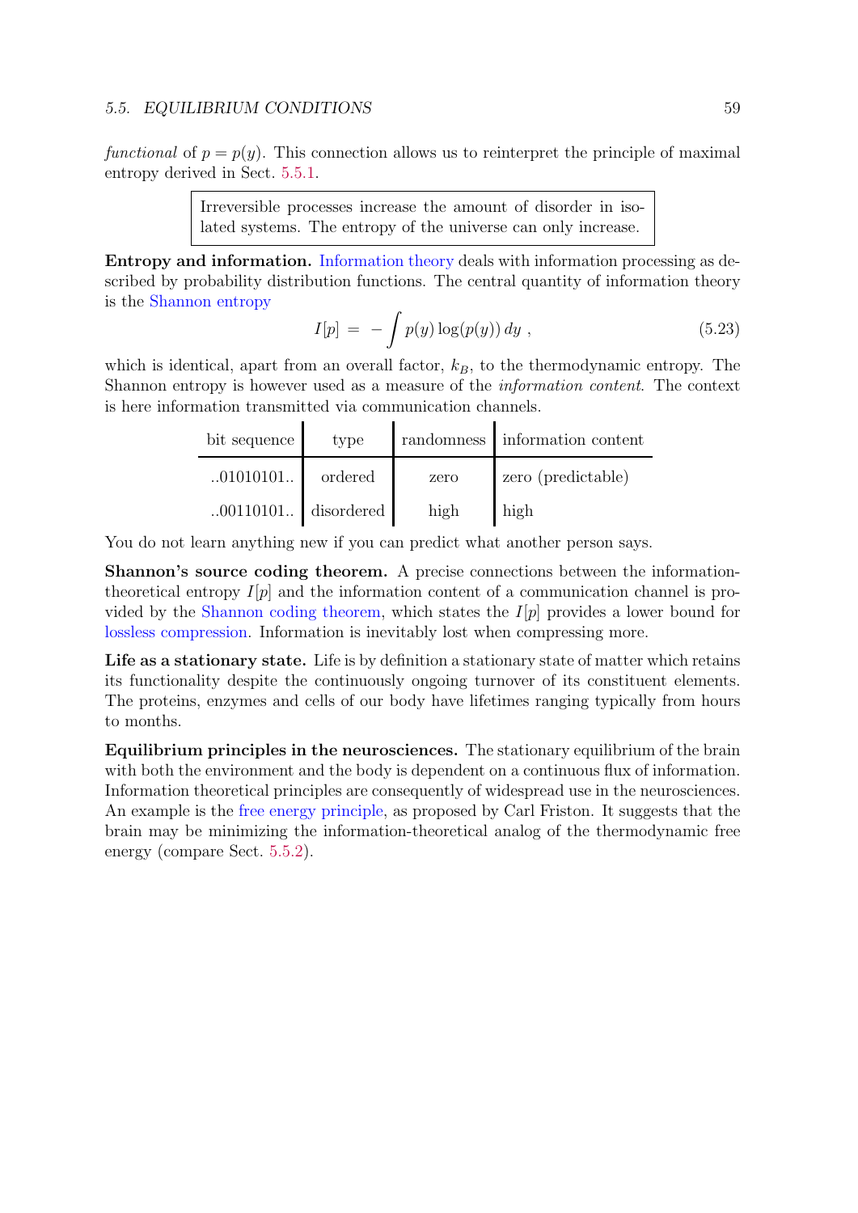*functional* of $p = p(y)$. This connection allows us to reinterpret the principle of maximal entropy derived in Sect. 5.5.1.

> Irreversible processes increase the amount of disorder in isolated systems. The entropy of the universe can only increase.

**Entropy and information.** Information theory deals with information processing as described by probability distribution functions. The central quantity of information theory is the Shannon entropy

$$I[p] \;=\; -\int p(y)\log(p(y))\,dy\;, \tag{5.23}$$

which is identical, apart from an overall factor, $k_B$, to the thermodynamic entropy. The Shannon entropy is however used as a measure of the *information content*. The context is here information transmitted via communication channels.

| bit sequence | type | randomness | information content |
|---|---|---|---|
| ..01010101.. | ordered | zero | zero (predictable) |
| ..00110101.. | disordered | high | high |

You do not learn anything new if you can predict what another person says.

**Shannon's source coding theorem.** A precise connections between the information-theoretical entropy $I[p]$ and the information content of a communication channel is provided by the Shannon coding theorem, which states the $I[p]$ provides a lower bound for lossless compression. Information is inevitably lost when compressing more.

**Life as a stationary state.** Life is by definition a stationary state of matter which retains its functionality despite the continuously ongoing turnover of its constituent elements. The proteins, enzymes and cells of our body have lifetimes ranging typically from hours to months.

**Equilibrium principles in the neurosciences.** The stationary equilibrium of the brain with both the environment and the body is dependent on a continuous flux of information. Information theoretical principles are consequently of widespread use in the neurosciences. An example is the free energy principle, as proposed by Carl Friston. It suggests that the brain may be minimizing the information-theoretical analog of the thermodynamic free energy (compare Sect. 5.5.2).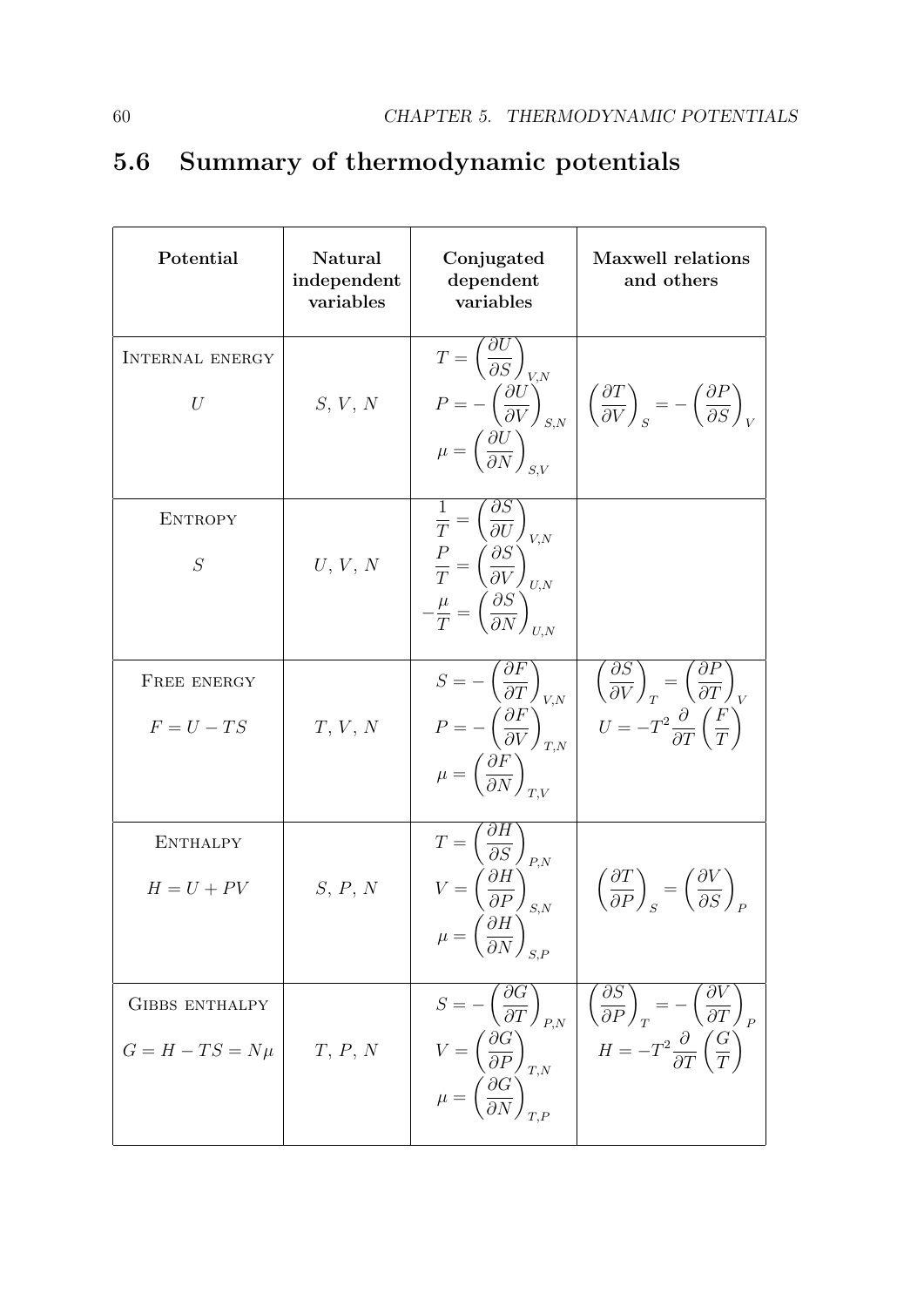## 5.6 Summary of thermodynamic potentials

| **Potential** | **Natural independent variables** | **Conjugated dependent variables** | **Maxwell relations and others** |
|---|---|---|---|
| INTERNAL ENERGY <br> $U$ | $S,\, V,\, N$ | $T = \left(\frac{\partial U}{\partial S}\right)_{V,N}$ <br> $P = -\left(\frac{\partial U}{\partial V}\right)_{S,N}$ <br> $\mu = \left(\frac{\partial U}{\partial N}\right)_{S,V}$ | $\left(\frac{\partial T}{\partial V}\right)_S = -\left(\frac{\partial P}{\partial S}\right)_V$ |
| ENTROPY <br> $S$ | $U,\, V,\, N$ | $\frac{1}{T} = \left(\frac{\partial S}{\partial U}\right)_{V,N}$ <br> $\frac{P}{T} = \left(\frac{\partial S}{\partial V}\right)_{U,N}$ <br> $-\frac{\mu}{T} = \left(\frac{\partial S}{\partial N}\right)_{U,N}$ | |
| FREE ENERGY <br> $F = U - TS$ | $T,\, V,\, N$ | $S = -\left(\frac{\partial F}{\partial T}\right)_{V,N}$ <br> $P = -\left(\frac{\partial F}{\partial V}\right)_{T,N}$ <br> $\mu = \left(\frac{\partial F}{\partial N}\right)_{T,V}$ | $\left(\frac{\partial S}{\partial V}\right)_T = \left(\frac{\partial P}{\partial T}\right)_V$ <br> $U = -T^2 \frac{\partial}{\partial T}\left(\frac{F}{T}\right)$ |
| ENTHALPY <br> $H = U + PV$ | $S,\, P,\, N$ | $T = \left(\frac{\partial H}{\partial S}\right)_{P,N}$ <br> $V = \left(\frac{\partial H}{\partial P}\right)_{S,N}$ <br> $\mu = \left(\frac{\partial H}{\partial N}\right)_{S,P}$ | $\left(\frac{\partial T}{\partial P}\right)_S = \left(\frac{\partial V}{\partial S}\right)_P$ |
| GIBBS ENTHALPY <br> $G = H - TS = N\mu$ | $T,\, P,\, N$ | $S = -\left(\frac{\partial G}{\partial T}\right)_{P,N}$ <br> $V = \left(\frac{\partial G}{\partial P}\right)_{T,N}$ <br> $\mu = \left(\frac{\partial G}{\partial N}\right)_{T,P}$ | $\left(\frac{\partial S}{\partial P}\right)_T = -\left(\frac{\partial V}{\partial T}\right)_P$ <br> $H = -T^2 \frac{\partial}{\partial T}\left(\frac{G}{T}\right)$ |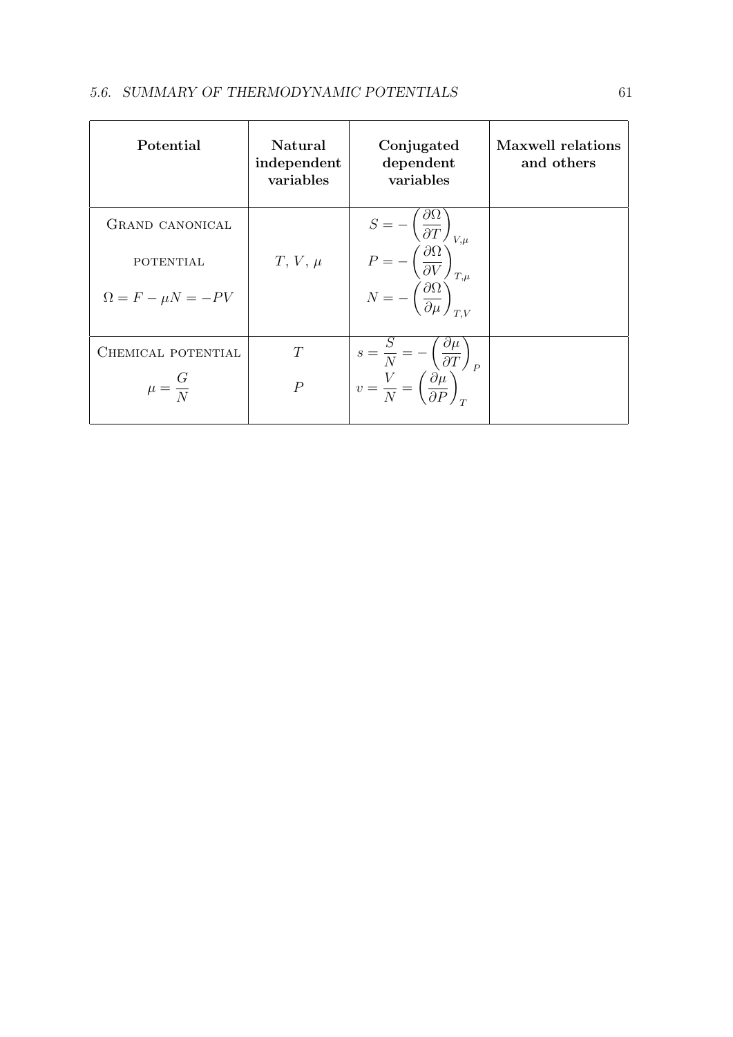| Potential | Natural independent variables | Conjugated dependent variables | Maxwell relations and others |
|---|---|---|---|
| GRAND CANONICAL POTENTIAL $\Omega = F - \mu N = -PV$ | $T, V, \mu$ | $S = -\left(\dfrac{\partial \Omega}{\partial T}\right)_{V,\mu}$ $P = -\left(\dfrac{\partial \Omega}{\partial V}\right)_{T,\mu}$ $N = -\left(\dfrac{\partial \Omega}{\partial \mu}\right)_{T,V}$ | |
| CHEMICAL POTENTIAL $\mu = \dfrac{G}{N}$ | $T$ $P$ | $s = \dfrac{S}{N} = -\left(\dfrac{\partial \mu}{\partial T}\right)_P$ $v = \dfrac{V}{N} = \left(\dfrac{\partial \mu}{\partial P}\right)_T$ | |